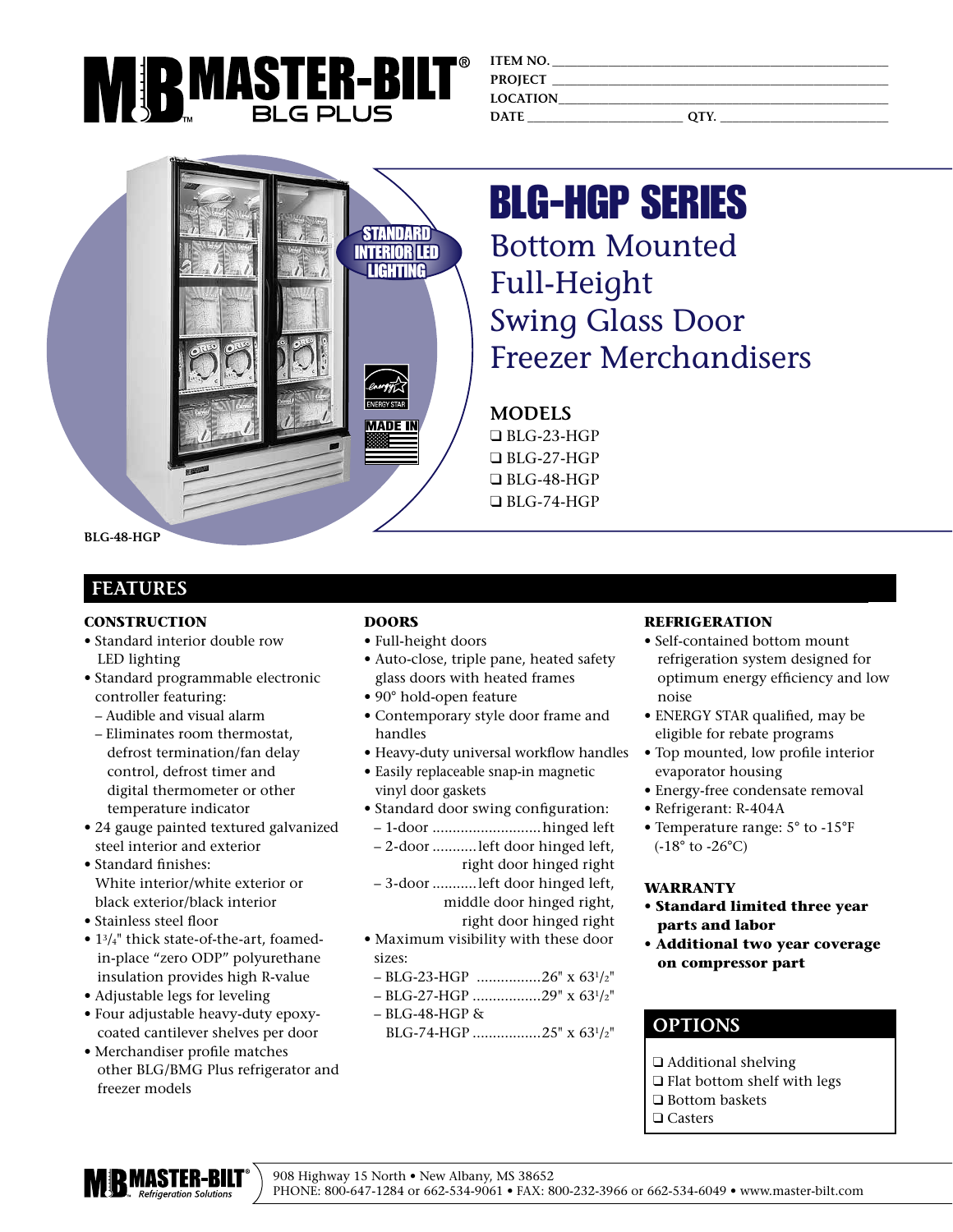# MASTER-BILT BLG PLUS

ITEM NO. ______________________
PROJECT ______________________
LOCATION ______________________
DATE ______________ QTY. ______________

STANDARD INTERIOR LED LIGHTING

ENERGY STAR

MADE IN

BLG-48-HGP

# BLG-HGP SERIES

## Bottom Mounted Full-Height Swing Glass Door Freezer Merchandisers

### MODELS

- ❑ BLG-23-HGP
- ❑ BLG-27-HGP
- ❑ BLG-48-HGP
- ❑ BLG-74-HGP

## FEATURES

### CONSTRUCTION

- Standard interior double row LED lighting
- Standard programmable electronic controller featuring:
  - Audible and visual alarm
  - Eliminates room thermostat, defrost termination/fan delay control, defrost timer and digital thermometer or other temperature indicator
- 24 gauge painted textured galvanized steel interior and exterior
- Standard finishes: White interior/white exterior or black exterior/black interior
- Stainless steel floor
- 1$^3/_4$" thick state-of-the-art, foamed-in-place "zero ODP" polyurethane insulation provides high R-value
- Adjustable legs for leveling
- Four adjustable heavy-duty epoxy-coated cantilever shelves per door
- Merchandiser profile matches other BLG/BMG Plus refrigerator and freezer models

### DOORS

- Full-height doors
- Auto-close, triple pane, heated safety glass doors with heated frames
- 90° hold-open feature
- Contemporary style door frame and handles
- Heavy-duty universal workflow handles
- Easily replaceable snap-in magnetic vinyl door gaskets
- Standard door swing configuration:
  - 1-door ........................... hinged left
  - 2-door ........... left door hinged left, right door hinged right
  - 3-door ........... left door hinged left, middle door hinged right, right door hinged right
- Maximum visibility with these door sizes:
  - BLG-23-HGP ................26" x 63$^1/_2$"
  - BLG-27-HGP .................29" x 63$^1/_2$"
  - BLG-48-HGP & BLG-74-HGP .................25" x 63$^1/_2$"

### REFRIGERATION

- Self-contained bottom mount refrigeration system designed for optimum energy efficiency and low noise
- ENERGY STAR qualified, may be eligible for rebate programs
- Top mounted, low profile interior evaporator housing
- Energy-free condensate removal
- Refrigerant: R-404A
- Temperature range: 5° to -15°F (-18° to -26°C)

### WARRANTY

- **Standard limited three year parts and labor**
- **Additional two year coverage on compressor part**

## OPTIONS

- ❑ Additional shelving
- ❑ Flat bottom shelf with legs
- ❑ Bottom baskets
- ❑ Casters

MASTER-BILT Refrigeration Solutions
908 Highway 15 North • New Albany, MS 38652
PHONE: 800-647-1284 or 662-534-9061 • FAX: 800-232-3966 or 662-534-6049 • www.master-bilt.com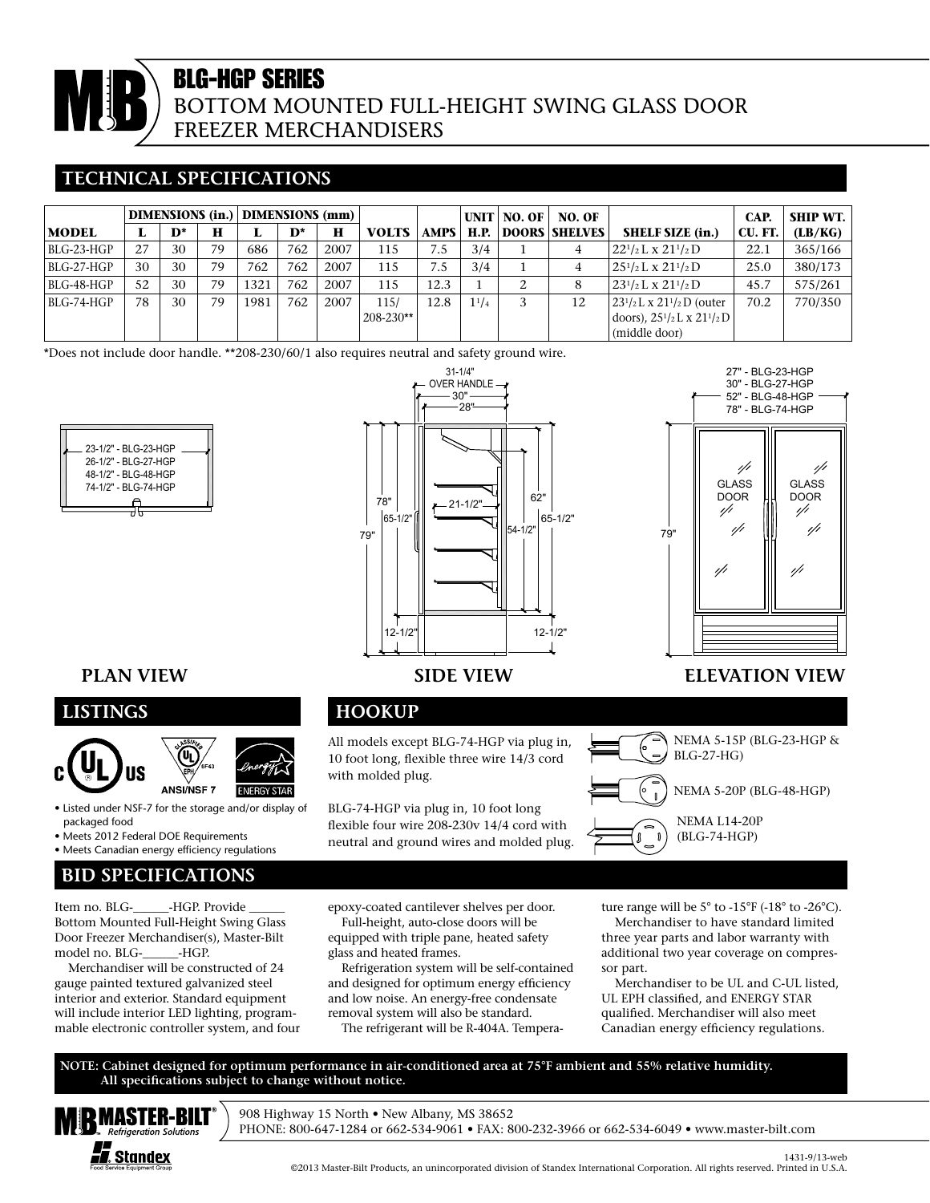# BLG-HGP SERIES

## BOTTOM MOUNTED FULL-HEIGHT SWING GLASS DOOR FREEZER MERCHANDISERS

## TECHNICAL SPECIFICATIONS

| | DIMENSIONS (in.) | | | DIMENSIONS (mm) | | | | | UNIT | NO. OF | NO. OF | | CAP. | SHIP WT. |
|---|---|---|---|---|---|---|---|---|---|---|---|---|---|---|
| MODEL | L | D* | H | L | D* | H | VOLTS | AMPS | H.P. | DOORS | SHELVES | SHELF SIZE (in.) | CU. FT. | (LB/KG) |
| BLG-23-HGP | 27 | 30 | 79 | 686 | 762 | 2007 | 115 | 7.5 | 3/4 | 1 | 4 | 22 1/2 L x 21 1/2 D | 22.1 | 365/166 |
| BLG-27-HGP | 30 | 30 | 79 | 762 | 762 | 2007 | 115 | 7.5 | 3/4 | 1 | 4 | 25 1/2 L x 21 1/2 D | 25.0 | 380/173 |
| BLG-48-HGP | 52 | 30 | 79 | 1321 | 762 | 2007 | 115 | 12.3 | 1 | 2 | 8 | 23 1/2 L x 21 1/2 D | 45.7 | 575/261 |
| BLG-74-HGP | 78 | 30 | 79 | 1981 | 762 | 2007 | 115/ 208-230** | 12.8 | 1 1/4 | 3 | 12 | 23 1/2 L x 21 1/2 D (outer doors), 25 1/2 L x 21 1/2 D (middle door) | 70.2 | 770/350 |

*Does not include door handle. **208-230/60/1 also requires neutral and safety ground wire.

23-1/2" - BLG-23-HGP
26-1/2" - BLG-27-HGP
48-1/2" - BLG-48-HGP
74-1/2" - BLG-74-HGP

**PLAN VIEW**

31-1/4" OVER HANDLE
30"
28"
78"
79"
65-1/2"
21-1/2"
54-1/2"
62"
65-1/2"
12-1/2"
12-1/2"

**SIDE VIEW**

27" - BLG-23-HGP
30" - BLG-27-HGP
52" - BLG-48-HGP
78" - BLG-74-HGP
79"
GLASS DOOR
GLASS DOOR

**ELEVATION VIEW**

## LISTINGS

ANSI/NSF 7
ENERGY STAR

- Listed under NSF-7 for the storage and/or display of packaged food
- Meets 2012 Federal DOE Requirements
- Meets Canadian energy efficiency regulations

## HOOKUP

All models except BLG-74-HGP via plug in, 10 foot long, flexible three wire 14/3 cord with molded plug.

BLG-74-HGP via plug in, 10 foot long flexible four wire 208-230v 14/4 cord with neutral and ground wires and molded plug.

NEMA 5-15P (BLG-23-HGP & BLG-27-HG)

NEMA 5-20P (BLG-48-HGP)

NEMA L14-20P (BLG-74-HGP)

## BID SPECIFICATIONS

Item no. BLG-______-HGP. Provide ______ Bottom Mounted Full-Height Swing Glass Door Freezer Merchandiser(s), Master-Bilt model no. BLG-______-HGP.

Merchandiser will be constructed of 24 gauge painted textured galvanized steel interior and exterior. Standard equipment will include interior LED lighting, programmable electronic controller system, and four epoxy-coated cantilever shelves per door.

Full-height, auto-close doors will be equipped with triple pane, heated safety glass and heated frames.

Refrigeration system will be self-contained and designed for optimum energy efficiency and low noise. An energy-free condensate removal system will also be standard.

The refrigerant will be R-404A. Temperature range will be 5° to -15°F (-18° to -26°C).

Merchandiser to have standard limited three year parts and labor warranty with additional two year coverage on compressor part.

Merchandiser to be UL and C-UL listed, UL EPH classified, and ENERGY STAR qualified. Merchandiser will also meet Canadian energy efficiency regulations.

**NOTE: Cabinet designed for optimum performance in air-conditioned area at 75°F ambient and 55% relative humidity. All specifications subject to change without notice.**

MASTER-BILT® Refrigeration Solutions
Standex Food Service Equipment Group

908 Highway 15 North • New Albany, MS 38652
PHONE: 800-647-1284 or 662-534-9061 • FAX: 800-232-3966 or 662-534-6049 • www.master-bilt.com

1431-9/13-web
©2013 Master-Bilt Products, an unincorporated division of Standex International Corporation. All rights reserved. Printed in U.S.A.